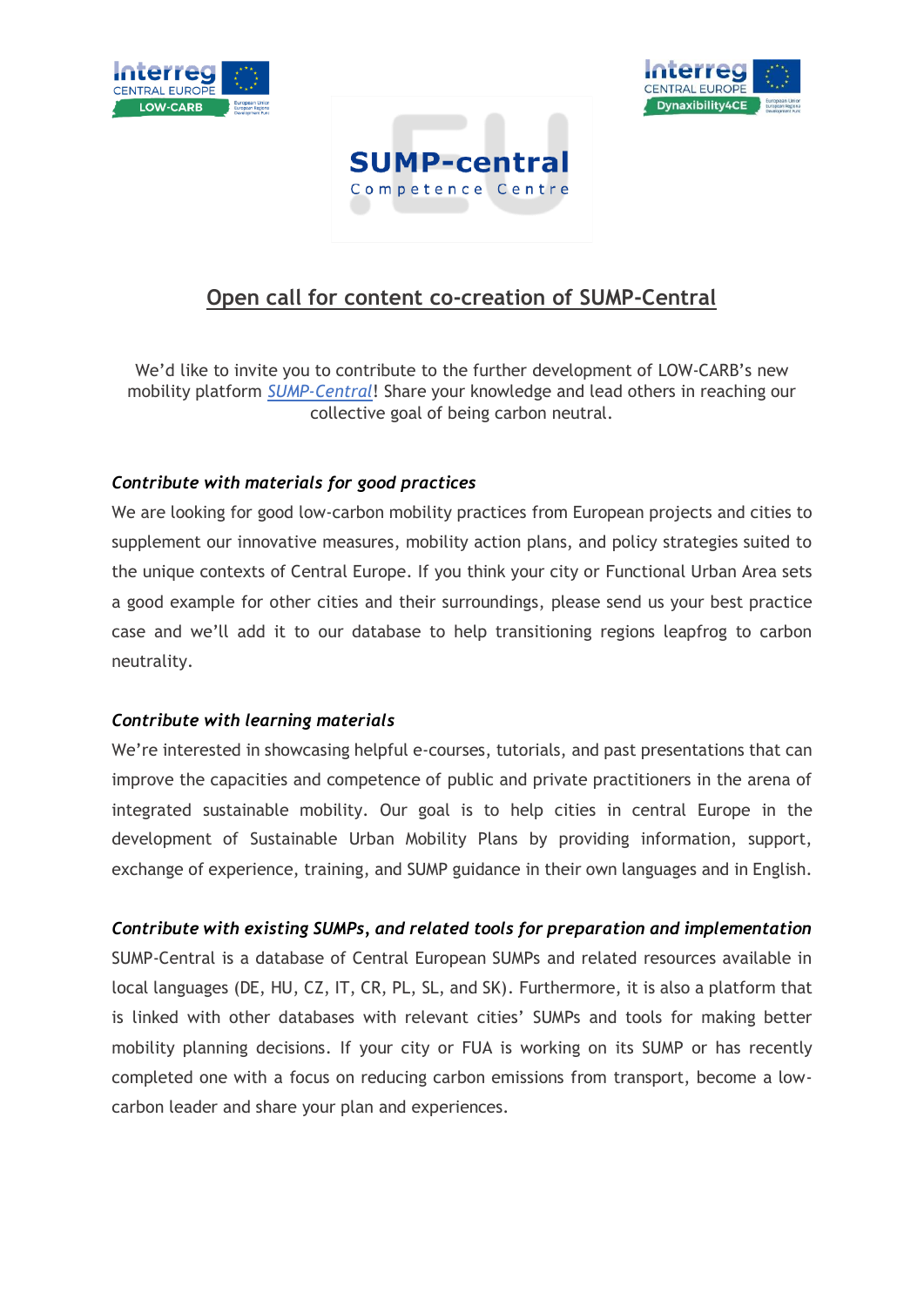SUMP-central

Competence Centre

# Open call for content co-creation of SUMP-Central

We'd like to invite you to contribute to the further development of LOW-CARB's new mobility platform *SUMP-Central*! Share your knowledge and lead others in reaching our collective goal of being carbon neutral.

### *Contribute with materials for good practices*

We are looking for good low-carbon mobility practices from European projects and cities to supplement our innovative measures, mobility action plans, and policy strategies suited to the unique contexts of Central Europe. If you think your city or Functional Urban Area sets a good example for other cities and their surroundings, please send us your best practice case and we'll add it to our database to help transitioning regions leapfrog to carbon neutrality.

### *Contribute with learning materials*

We're interested in showcasing helpful e-courses, tutorials, and past presentations that can improve the capacities and competence of public and private practitioners in the arena of integrated sustainable mobility. Our goal is to help cities in central Europe in the development of Sustainable Urban Mobility Plans by providing information, support, exchange of experience, training, and SUMP guidance in their own languages and in English.

### *Contribute with existing SUMPs, and related tools for preparation and implementation*

SUMP-Central is a database of Central European SUMPs and related resources available in local languages (DE, HU, CZ, IT, CR, PL, SL, and SK). Furthermore, it is also a platform that is linked with other databases with relevant cities' SUMPs and tools for making better mobility planning decisions. If your city or FUA is working on its SUMP or has recently completed one with a focus on reducing carbon emissions from transport, become a low-carbon leader and share your plan and experiences.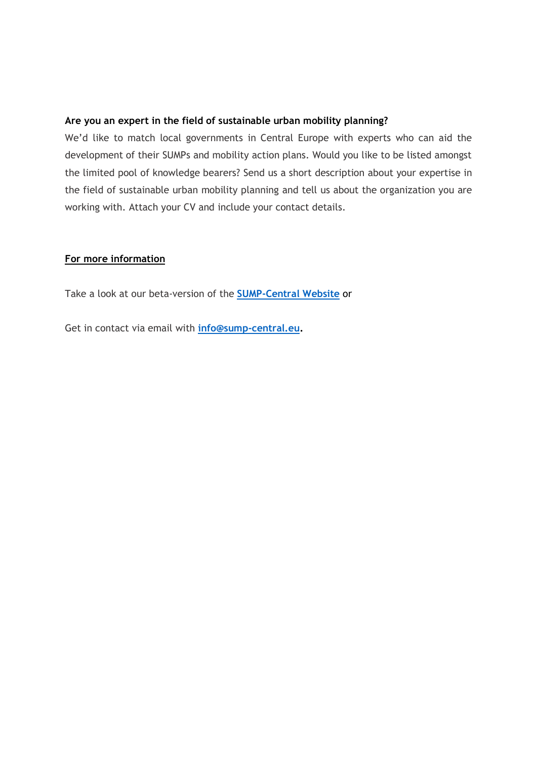**Are you an expert in the field of sustainable urban mobility planning?**

We'd like to match local governments in Central Europe with experts who can aid the development of their SUMPs and mobility action plans. Would you like to be listed amongst the limited pool of knowledge bearers? Send us a short description about your expertise in the field of sustainable urban mobility planning and tell us about the organization you are working with. Attach your CV and include your contact details.

**For more information**

Take a look at our beta-version of the **SUMP-Central Website** or

Get in contact via email with **info@sump-central.eu**.